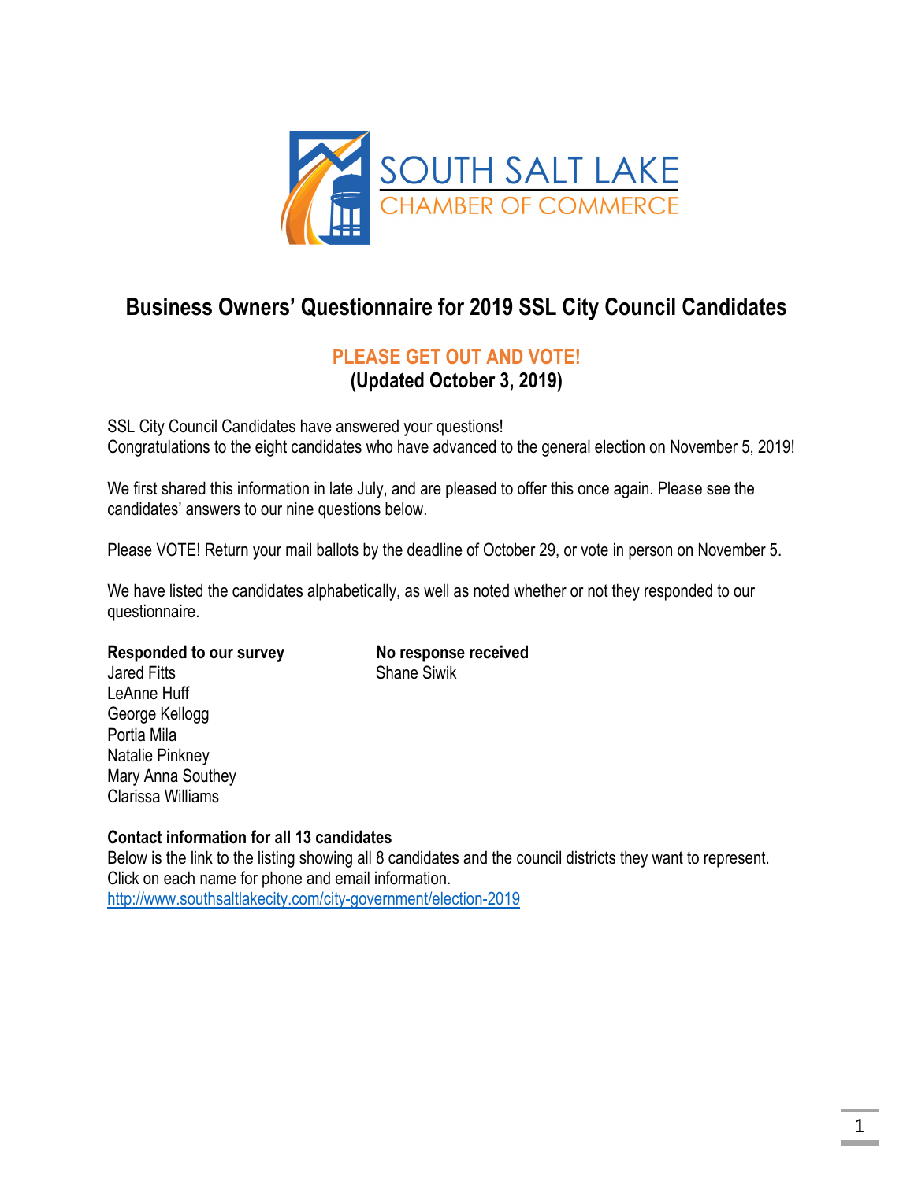SOUTH SALT LAKE
CHAMBER OF COMMERCE

# Business Owners' Questionnaire for 2019 SSL City Council Candidates

## PLEASE GET OUT AND VOTE!

**(Updated October 3, 2019)**

SSL City Council Candidates have answered your questions!
Congratulations to the eight candidates who have advanced to the general election on November 5, 2019!

We first shared this information in late July, and are pleased to offer this once again. Please see the candidates' answers to our nine questions below.

Please VOTE! Return your mail ballots by the deadline of October 29, or vote in person on November 5.

We have listed the candidates alphabetically, as well as noted whether or not they responded to our questionnaire.

**Responded to our survey**
Jared Fitts
LeAnne Huff
George Kellogg
Portia Mila
Natalie Pinkney
Mary Anna Southey
Clarissa Williams

**No response received**
Shane Siwik

**Contact information for all 13 candidates**
Below is the link to the listing showing all 8 candidates and the council districts they want to represent. Click on each name for phone and email information.
http://www.southsaltlakecity.com/city-government/election-2019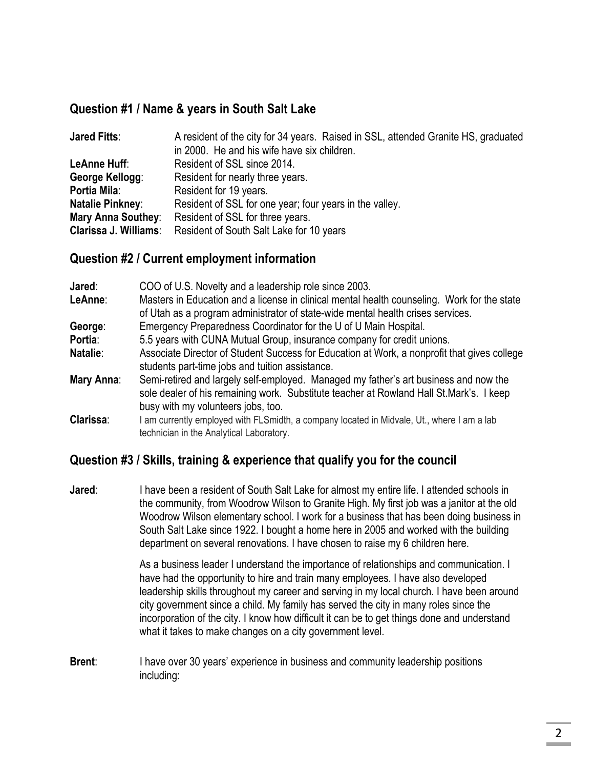## Question #1 / Name & years in South Salt Lake

| | |
|---|---|
| **Jared Fitts**: | A resident of the city for 34 years. Raised in SSL, attended Granite HS, graduated in 2000. He and his wife have six children. |
| **LeAnne Huff**: | Resident of SSL since 2014. |
| **George Kellogg**: | Resident for nearly three years. |
| **Portia Mila**: | Resident for 19 years. |
| **Natalie Pinkney**: | Resident of SSL for one year; four years in the valley. |
| **Mary Anna Southey**: | Resident of SSL for three years. |
| **Clarissa J. Williams**: | Resident of South Salt Lake for 10 years |

## Question #2 / Current employment information

| | |
|---|---|
| **Jared**: | COO of U.S. Novelty and a leadership role since 2003. |
| **LeAnne**: | Masters in Education and a license in clinical mental health counseling. Work for the state of Utah as a program administrator of state-wide mental health crises services. |
| **George**: | Emergency Preparedness Coordinator for the U of U Main Hospital. |
| **Portia**: | 5.5 years with CUNA Mutual Group, insurance company for credit unions. |
| **Natalie**: | Associate Director of Student Success for Education at Work, a nonprofit that gives college students part-time jobs and tuition assistance. |
| **Mary Anna**: | Semi-retired and largely self-employed. Managed my father's art business and now the sole dealer of his remaining work. Substitute teacher at Rowland Hall St.Mark's. I keep busy with my volunteers jobs, too. |
| **Clarissa**: | I am currently employed with FLSmidth, a company located in Midvale, Ut., where I am a lab technician in the Analytical Laboratory. |

## Question #3 / Skills, training & experience that qualify you for the council

**Jared**: I have been a resident of South Salt Lake for almost my entire life. I attended schools in the community, from Woodrow Wilson to Granite High. My first job was a janitor at the old Woodrow Wilson elementary school. I work for a business that has been doing business in South Salt Lake since 1922. I bought a home here in 2005 and worked with the building department on several renovations. I have chosen to raise my 6 children here.

As a business leader I understand the importance of relationships and communication. I have had the opportunity to hire and train many employees. I have also developed leadership skills throughout my career and serving in my local church. I have been around city government since a child. My family has served the city in many roles since the incorporation of the city. I know how difficult it can be to get things done and understand what it takes to make changes on a city government level.

**Brent**: I have over 30 years' experience in business and community leadership positions including: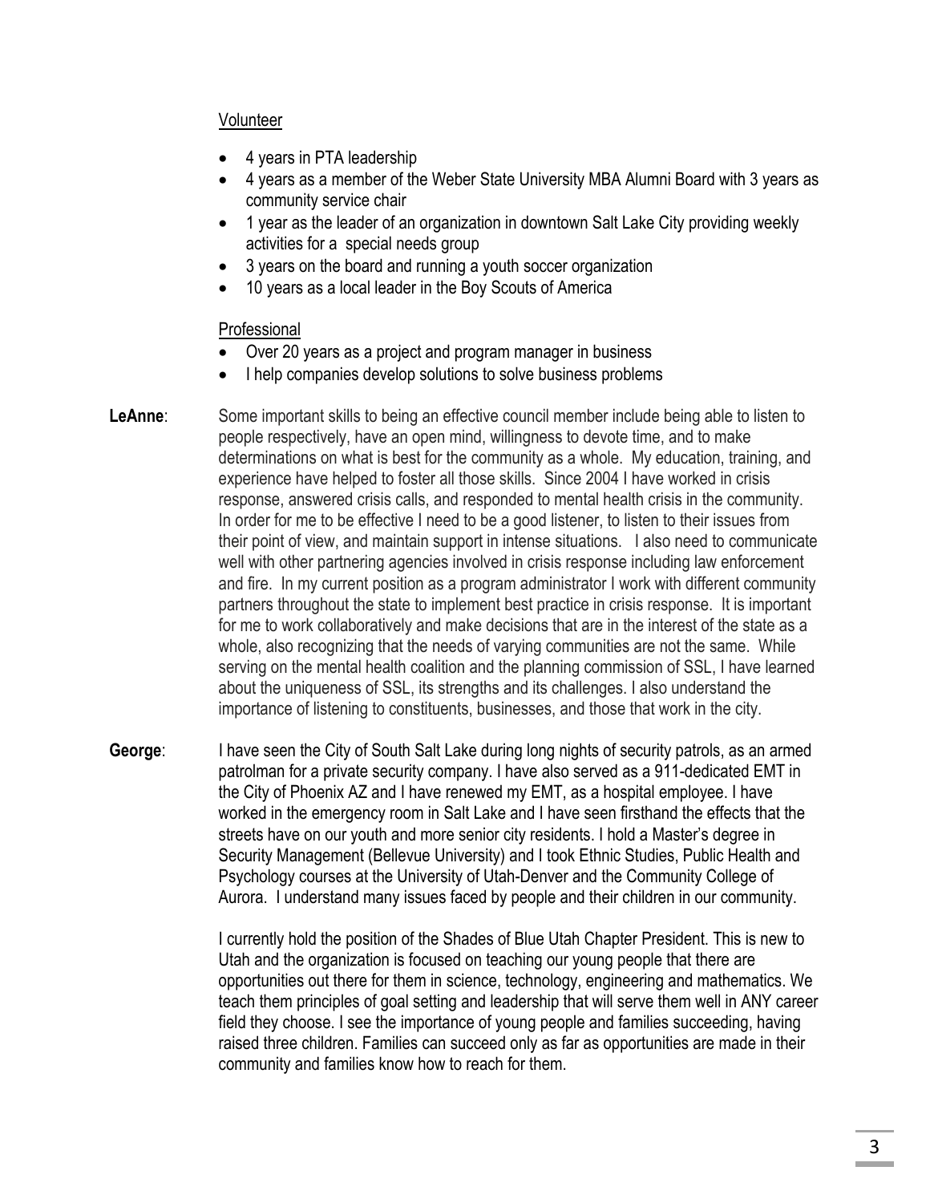Volunteer

- 4 years in PTA leadership
- 4 years as a member of the Weber State University MBA Alumni Board with 3 years as community service chair
- 1 year as the leader of an organization in downtown Salt Lake City providing weekly activities for a special needs group
- 3 years on the board and running a youth soccer organization
- 10 years as a local leader in the Boy Scouts of America

Professional

- Over 20 years as a project and program manager in business
- I help companies develop solutions to solve business problems

**LeAnne**: Some important skills to being an effective council member include being able to listen to people respectively, have an open mind, willingness to devote time, and to make determinations on what is best for the community as a whole. My education, training, and experience have helped to foster all those skills. Since 2004 I have worked in crisis response, answered crisis calls, and responded to mental health crisis in the community. In order for me to be effective I need to be a good listener, to listen to their issues from their point of view, and maintain support in intense situations. I also need to communicate well with other partnering agencies involved in crisis response including law enforcement and fire. In my current position as a program administrator I work with different community partners throughout the state to implement best practice in crisis response. It is important for me to work collaboratively and make decisions that are in the interest of the state as a whole, also recognizing that the needs of varying communities are not the same. While serving on the mental health coalition and the planning commission of SSL, I have learned about the uniqueness of SSL, its strengths and its challenges. I also understand the importance of listening to constituents, businesses, and those that work in the city.

**George**: I have seen the City of South Salt Lake during long nights of security patrols, as an armed patrolman for a private security company. I have also served as a 911-dedicated EMT in the City of Phoenix AZ and I have renewed my EMT, as a hospital employee. I have worked in the emergency room in Salt Lake and I have seen firsthand the effects that the streets have on our youth and more senior city residents. I hold a Master's degree in Security Management (Bellevue University) and I took Ethnic Studies, Public Health and Psychology courses at the University of Utah-Denver and the Community College of Aurora. I understand many issues faced by people and their children in our community.

I currently hold the position of the Shades of Blue Utah Chapter President. This is new to Utah and the organization is focused on teaching our young people that there are opportunities out there for them in science, technology, engineering and mathematics. We teach them principles of goal setting and leadership that will serve them well in ANY career field they choose. I see the importance of young people and families succeeding, having raised three children. Families can succeed only as far as opportunities are made in their community and families know how to reach for them.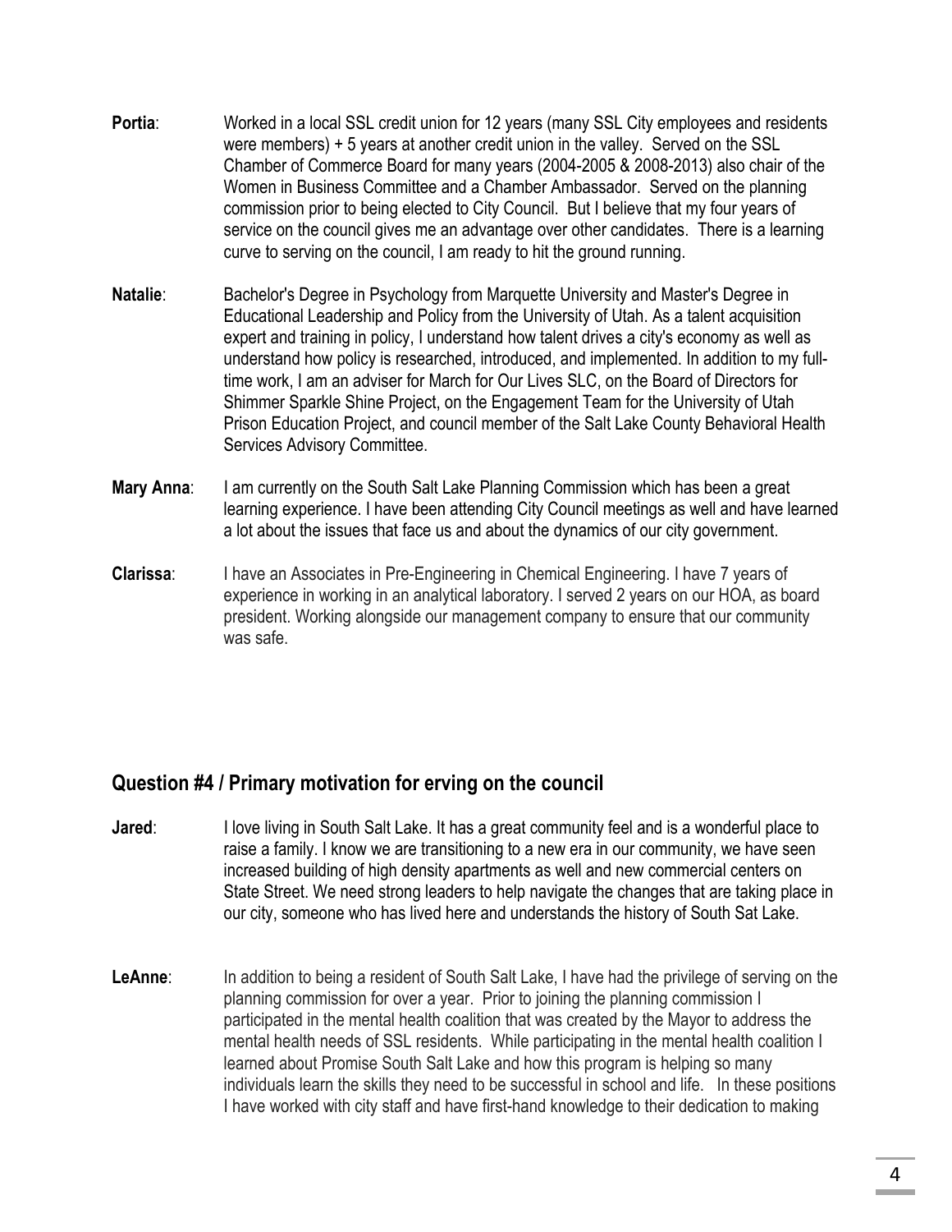**Portia**: Worked in a local SSL credit union for 12 years (many SSL City employees and residents were members) + 5 years at another credit union in the valley. Served on the SSL Chamber of Commerce Board for many years (2004-2005 & 2008-2013) also chair of the Women in Business Committee and a Chamber Ambassador. Served on the planning commission prior to being elected to City Council. But I believe that my four years of service on the council gives me an advantage over other candidates. There is a learning curve to serving on the council, I am ready to hit the ground running.

**Natalie**: Bachelor's Degree in Psychology from Marquette University and Master's Degree in Educational Leadership and Policy from the University of Utah. As a talent acquisition expert and training in policy, I understand how talent drives a city's economy as well as understand how policy is researched, introduced, and implemented. In addition to my full-time work, I am an adviser for March for Our Lives SLC, on the Board of Directors for Shimmer Sparkle Shine Project, on the Engagement Team for the University of Utah Prison Education Project, and council member of the Salt Lake County Behavioral Health Services Advisory Committee.

**Mary Anna**: I am currently on the South Salt Lake Planning Commission which has been a great learning experience. I have been attending City Council meetings as well and have learned a lot about the issues that face us and about the dynamics of our city government.

**Clarissa**: I have an Associates in Pre-Engineering in Chemical Engineering. I have 7 years of experience in working in an analytical laboratory. I served 2 years on our HOA, as board president. Working alongside our management company to ensure that our community was safe.

## Question #4 / Primary motivation for erving on the council

**Jared**: I love living in South Salt Lake. It has a great community feel and is a wonderful place to raise a family. I know we are transitioning to a new era in our community, we have seen increased building of high density apartments as well and new commercial centers on State Street. We need strong leaders to help navigate the changes that are taking place in our city, someone who has lived here and understands the history of South Sat Lake.

**LeAnne**: In addition to being a resident of South Salt Lake, I have had the privilege of serving on the planning commission for over a year. Prior to joining the planning commission I participated in the mental health coalition that was created by the Mayor to address the mental health needs of SSL residents. While participating in the mental health coalition I learned about Promise South Salt Lake and how this program is helping so many individuals learn the skills they need to be successful in school and life. In these positions I have worked with city staff and have first-hand knowledge to their dedication to making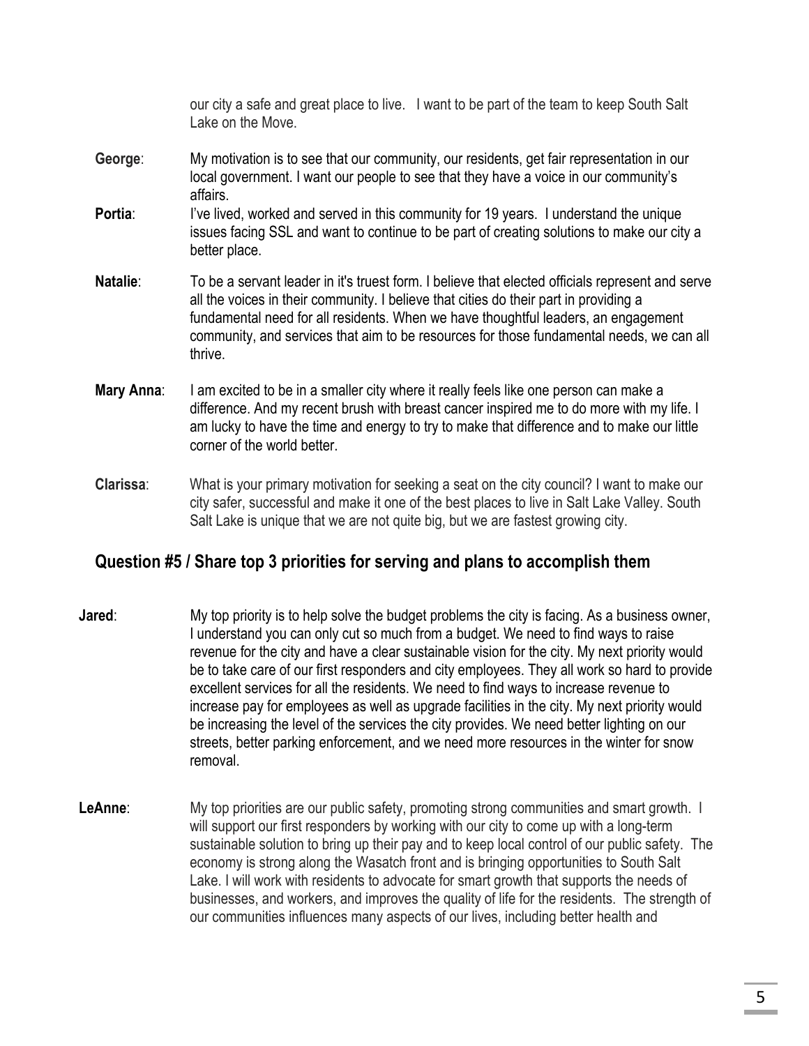our city a safe and great place to live. I want to be part of the team to keep South Salt Lake on the Move.

**George**: My motivation is to see that our community, our residents, get fair representation in our local government. I want our people to see that they have a voice in our community's affairs.

**Portia**: I've lived, worked and served in this community for 19 years. I understand the unique issues facing SSL and want to continue to be part of creating solutions to make our city a better place.

**Natalie**: To be a servant leader in it's truest form. I believe that elected officials represent and serve all the voices in their community. I believe that cities do their part in providing a fundamental need for all residents. When we have thoughtful leaders, an engagement community, and services that aim to be resources for those fundamental needs, we can all thrive.

**Mary Anna**: I am excited to be in a smaller city where it really feels like one person can make a difference. And my recent brush with breast cancer inspired me to do more with my life. I am lucky to have the time and energy to try to make that difference and to make our little corner of the world better.

**Clarissa**: What is your primary motivation for seeking a seat on the city council? I want to make our city safer, successful and make it one of the best places to live in Salt Lake Valley. South Salt Lake is unique that we are not quite big, but we are fastest growing city.

## Question #5 / Share top 3 priorities for serving and plans to accomplish them

**Jared**: My top priority is to help solve the budget problems the city is facing. As a business owner, I understand you can only cut so much from a budget. We need to find ways to raise revenue for the city and have a clear sustainable vision for the city. My next priority would be to take care of our first responders and city employees. They all work so hard to provide excellent services for all the residents. We need to find ways to increase revenue to increase pay for employees as well as upgrade facilities in the city. My next priority would be increasing the level of the services the city provides. We need better lighting on our streets, better parking enforcement, and we need more resources in the winter for snow removal.

**LeAnne**: My top priorities are our public safety, promoting strong communities and smart growth. I will support our first responders by working with our city to come up with a long-term sustainable solution to bring up their pay and to keep local control of our public safety. The economy is strong along the Wasatch front and is bringing opportunities to South Salt Lake. I will work with residents to advocate for smart growth that supports the needs of businesses, and workers, and improves the quality of life for the residents. The strength of our communities influences many aspects of our lives, including better health and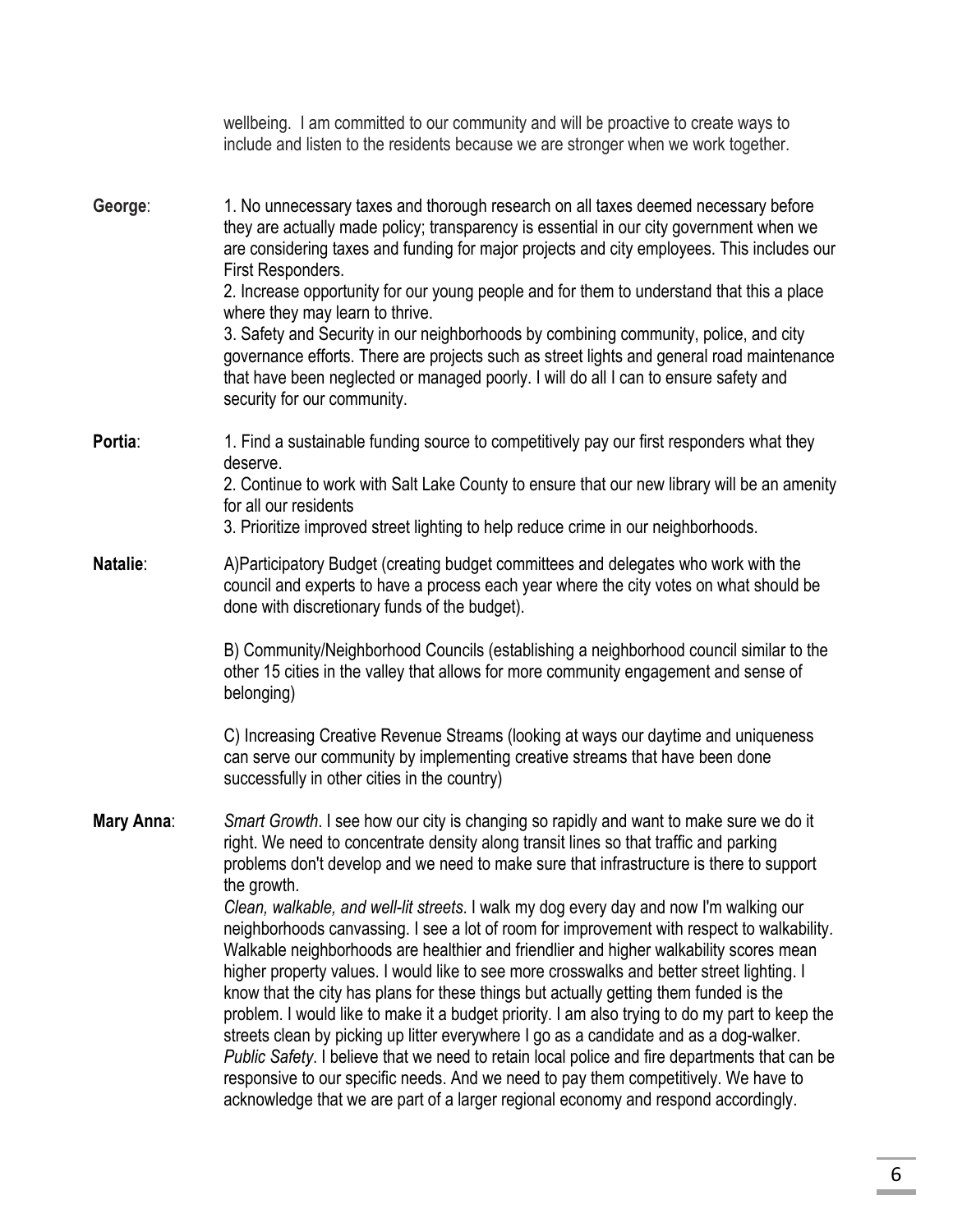wellbeing. I am committed to our community and will be proactive to create ways to include and listen to the residents because we are stronger when we work together.

**George**: 1. No unnecessary taxes and thorough research on all taxes deemed necessary before they are actually made policy; transparency is essential in our city government when we are considering taxes and funding for major projects and city employees. This includes our First Responders.
2. Increase opportunity for our young people and for them to understand that this a place where they may learn to thrive.
3. Safety and Security in our neighborhoods by combining community, police, and city governance efforts. There are projects such as street lights and general road maintenance that have been neglected or managed poorly. I will do all I can to ensure safety and security for our community.

**Portia**: 1. Find a sustainable funding source to competitively pay our first responders what they deserve.
2. Continue to work with Salt Lake County to ensure that our new library will be an amenity for all our residents
3. Prioritize improved street lighting to help reduce crime in our neighborhoods.

**Natalie**: A)Participatory Budget (creating budget committees and delegates who work with the council and experts to have a process each year where the city votes on what should be done with discretionary funds of the budget).

B) Community/Neighborhood Councils (establishing a neighborhood council similar to the other 15 cities in the valley that allows for more community engagement and sense of belonging)

C) Increasing Creative Revenue Streams (looking at ways our daytime and uniqueness can serve our community by implementing creative streams that have been done successfully in other cities in the country)

**Mary Anna**: *Smart Growth*. I see how our city is changing so rapidly and want to make sure we do it right. We need to concentrate density along transit lines so that traffic and parking problems don't develop and we need to make sure that infrastructure is there to support the growth.
*Clean, walkable, and well-lit streets*. I walk my dog every day and now I'm walking our neighborhoods canvassing. I see a lot of room for improvement with respect to walkability. Walkable neighborhoods are healthier and friendlier and higher walkability scores mean higher property values. I would like to see more crosswalks and better street lighting. I know that the city has plans for these things but actually getting them funded is the problem. I would like to make it a budget priority. I am also trying to do my part to keep the streets clean by picking up litter everywhere I go as a candidate and as a dog-walker.
*Public Safety*. I believe that we need to retain local police and fire departments that can be responsive to our specific needs. And we need to pay them competitively. We have to acknowledge that we are part of a larger regional economy and respond accordingly.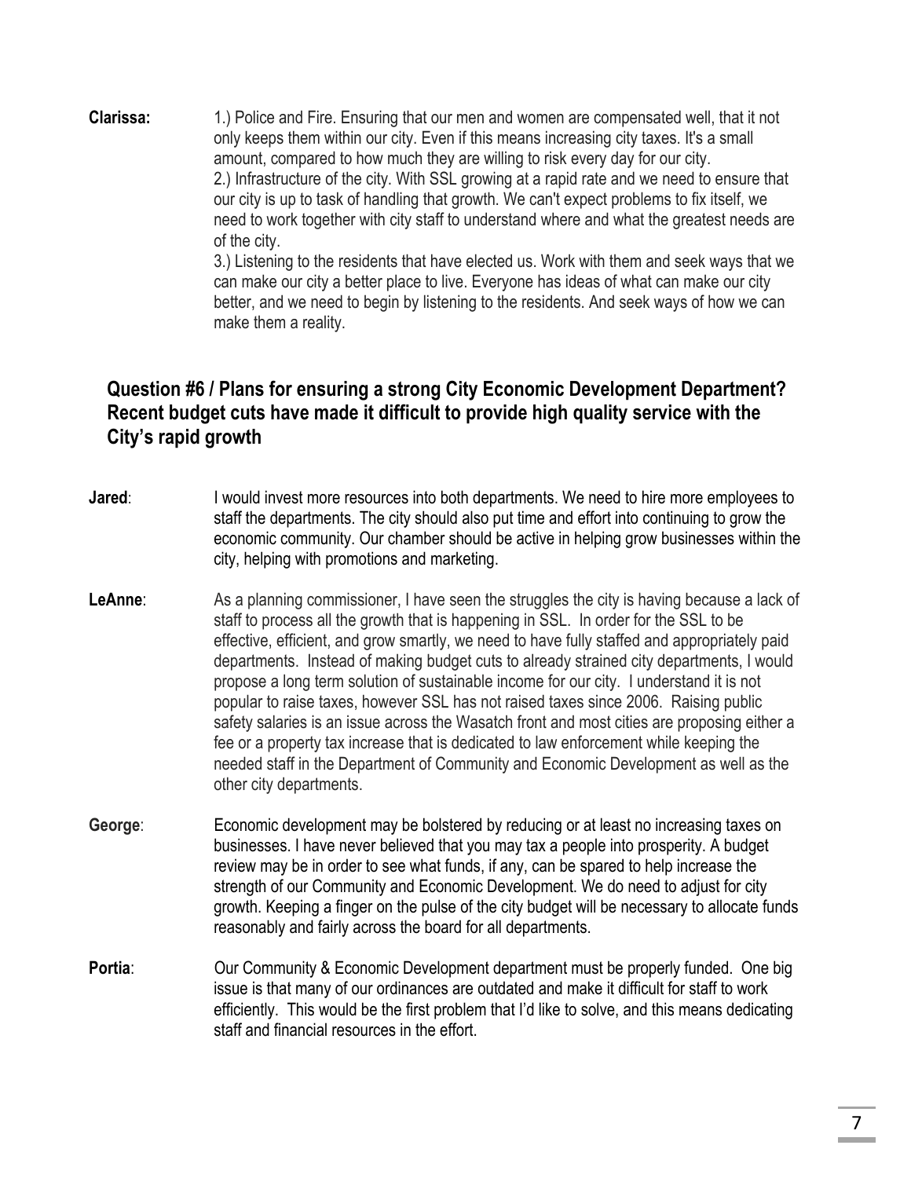**Clarissa:** 1.) Police and Fire. Ensuring that our men and women are compensated well, that it not only keeps them within our city. Even if this means increasing city taxes. It's a small amount, compared to how much they are willing to risk every day for our city.
2.) Infrastructure of the city. With SSL growing at a rapid rate and we need to ensure that our city is up to task of handling that growth. We can't expect problems to fix itself, we need to work together with city staff to understand where and what the greatest needs are of the city.
3.) Listening to the residents that have elected us. Work with them and seek ways that we can make our city a better place to live. Everyone has ideas of what can make our city better, and we need to begin by listening to the residents. And seek ways of how we can make them a reality.

### Question #6 / Plans for ensuring a strong City Economic Development Department? Recent budget cuts have made it difficult to provide high quality service with the City's rapid growth

**Jared**: I would invest more resources into both departments. We need to hire more employees to staff the departments. The city should also put time and effort into continuing to grow the economic community. Our chamber should be active in helping grow businesses within the city, helping with promotions and marketing.

**LeAnne**: As a planning commissioner, I have seen the struggles the city is having because a lack of staff to process all the growth that is happening in SSL. In order for the SSL to be effective, efficient, and grow smartly, we need to have fully staffed and appropriately paid departments. Instead of making budget cuts to already strained city departments, I would propose a long term solution of sustainable income for our city. I understand it is not popular to raise taxes, however SSL has not raised taxes since 2006. Raising public safety salaries is an issue across the Wasatch front and most cities are proposing either a fee or a property tax increase that is dedicated to law enforcement while keeping the needed staff in the Department of Community and Economic Development as well as the other city departments.

**George**: Economic development may be bolstered by reducing or at least no increasing taxes on businesses. I have never believed that you may tax a people into prosperity. A budget review may be in order to see what funds, if any, can be spared to help increase the strength of our Community and Economic Development. We do need to adjust for city growth. Keeping a finger on the pulse of the city budget will be necessary to allocate funds reasonably and fairly across the board for all departments.

**Portia**: Our Community & Economic Development department must be properly funded. One big issue is that many of our ordinances are outdated and make it difficult for staff to work efficiently. This would be the first problem that I'd like to solve, and this means dedicating staff and financial resources in the effort.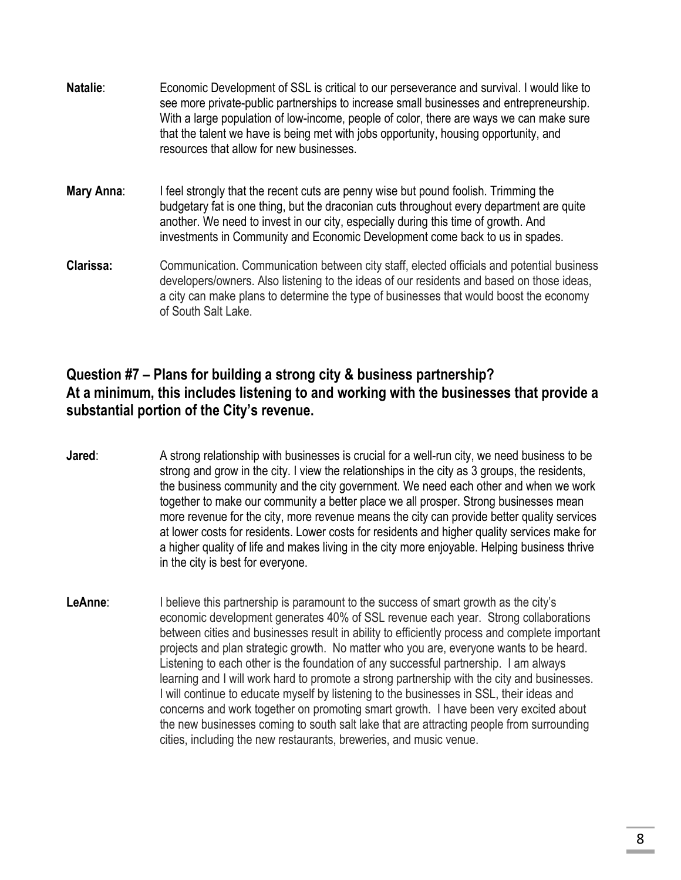**Natalie**: Economic Development of SSL is critical to our perseverance and survival. I would like to see more private-public partnerships to increase small businesses and entrepreneurship. With a large population of low-income, people of color, there are ways we can make sure that the talent we have is being met with jobs opportunity, housing opportunity, and resources that allow for new businesses.

**Mary Anna**: I feel strongly that the recent cuts are penny wise but pound foolish. Trimming the budgetary fat is one thing, but the draconian cuts throughout every department are quite another. We need to invest in our city, especially during this time of growth. And investments in Community and Economic Development come back to us in spades.

**Clarissa:** Communication. Communication between city staff, elected officials and potential business developers/owners. Also listening to the ideas of our residents and based on those ideas, a city can make plans to determine the type of businesses that would boost the economy of South Salt Lake.

## Question #7 – Plans for building a strong city & business partnership? At a minimum, this includes listening to and working with the businesses that provide a substantial portion of the City's revenue.

**Jared**: A strong relationship with businesses is crucial for a well-run city, we need business to be strong and grow in the city. I view the relationships in the city as 3 groups, the residents, the business community and the city government. We need each other and when we work together to make our community a better place we all prosper. Strong businesses mean more revenue for the city, more revenue means the city can provide better quality services at lower costs for residents. Lower costs for residents and higher quality services make for a higher quality of life and makes living in the city more enjoyable. Helping business thrive in the city is best for everyone.

**LeAnne**: I believe this partnership is paramount to the success of smart growth as the city's economic development generates 40% of SSL revenue each year. Strong collaborations between cities and businesses result in ability to efficiently process and complete important projects and plan strategic growth. No matter who you are, everyone wants to be heard. Listening to each other is the foundation of any successful partnership. I am always learning and I will work hard to promote a strong partnership with the city and businesses. I will continue to educate myself by listening to the businesses in SSL, their ideas and concerns and work together on promoting smart growth. I have been very excited about the new businesses coming to south salt lake that are attracting people from surrounding cities, including the new restaurants, breweries, and music venue.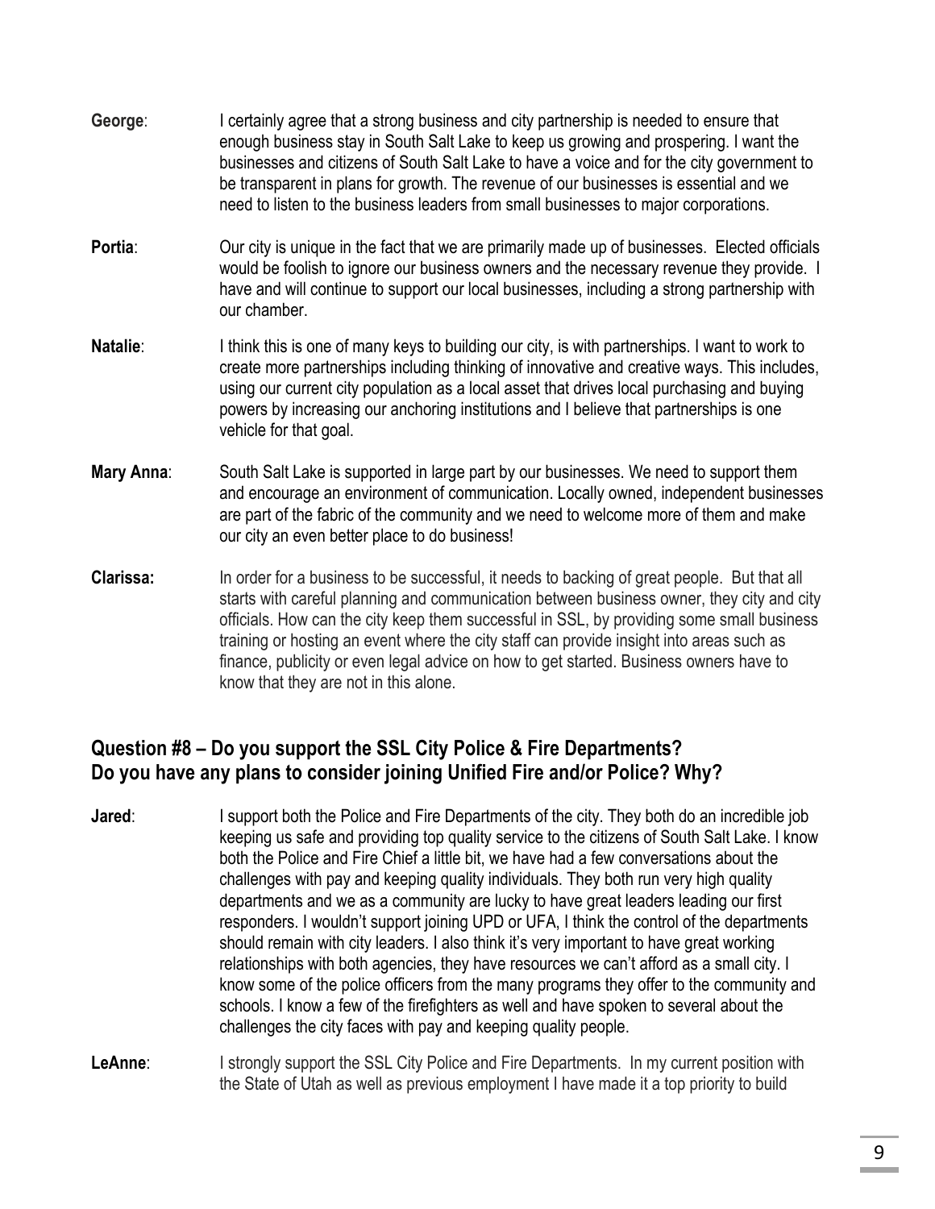**George**: I certainly agree that a strong business and city partnership is needed to ensure that enough business stay in South Salt Lake to keep us growing and prospering. I want the businesses and citizens of South Salt Lake to have a voice and for the city government to be transparent in plans for growth. The revenue of our businesses is essential and we need to listen to the business leaders from small businesses to major corporations.

**Portia**: Our city is unique in the fact that we are primarily made up of businesses. Elected officials would be foolish to ignore our business owners and the necessary revenue they provide. I have and will continue to support our local businesses, including a strong partnership with our chamber.

**Natalie**: I think this is one of many keys to building our city, is with partnerships. I want to work to create more partnerships including thinking of innovative and creative ways. This includes, using our current city population as a local asset that drives local purchasing and buying powers by increasing our anchoring institutions and I believe that partnerships is one vehicle for that goal.

**Mary Anna**: South Salt Lake is supported in large part by our businesses. We need to support them and encourage an environment of communication. Locally owned, independent businesses are part of the fabric of the community and we need to welcome more of them and make our city an even better place to do business!

**Clarissa:** In order for a business to be successful, it needs to backing of great people. But that all starts with careful planning and communication between business owner, they city and city officials. How can the city keep them successful in SSL, by providing some small business training or hosting an event where the city staff can provide insight into areas such as finance, publicity or even legal advice on how to get started. Business owners have to know that they are not in this alone.

## Question #8 – Do you support the SSL City Police & Fire Departments? Do you have any plans to consider joining Unified Fire and/or Police? Why?

**Jared**: I support both the Police and Fire Departments of the city. They both do an incredible job keeping us safe and providing top quality service to the citizens of South Salt Lake. I know both the Police and Fire Chief a little bit, we have had a few conversations about the challenges with pay and keeping quality individuals. They both run very high quality departments and we as a community are lucky to have great leaders leading our first responders. I wouldn't support joining UPD or UFA, I think the control of the departments should remain with city leaders. I also think it's very important to have great working relationships with both agencies, they have resources we can't afford as a small city. I know some of the police officers from the many programs they offer to the community and schools. I know a few of the firefighters as well and have spoken to several about the challenges the city faces with pay and keeping quality people.

**LeAnne**: I strongly support the SSL City Police and Fire Departments. In my current position with the State of Utah as well as previous employment I have made it a top priority to build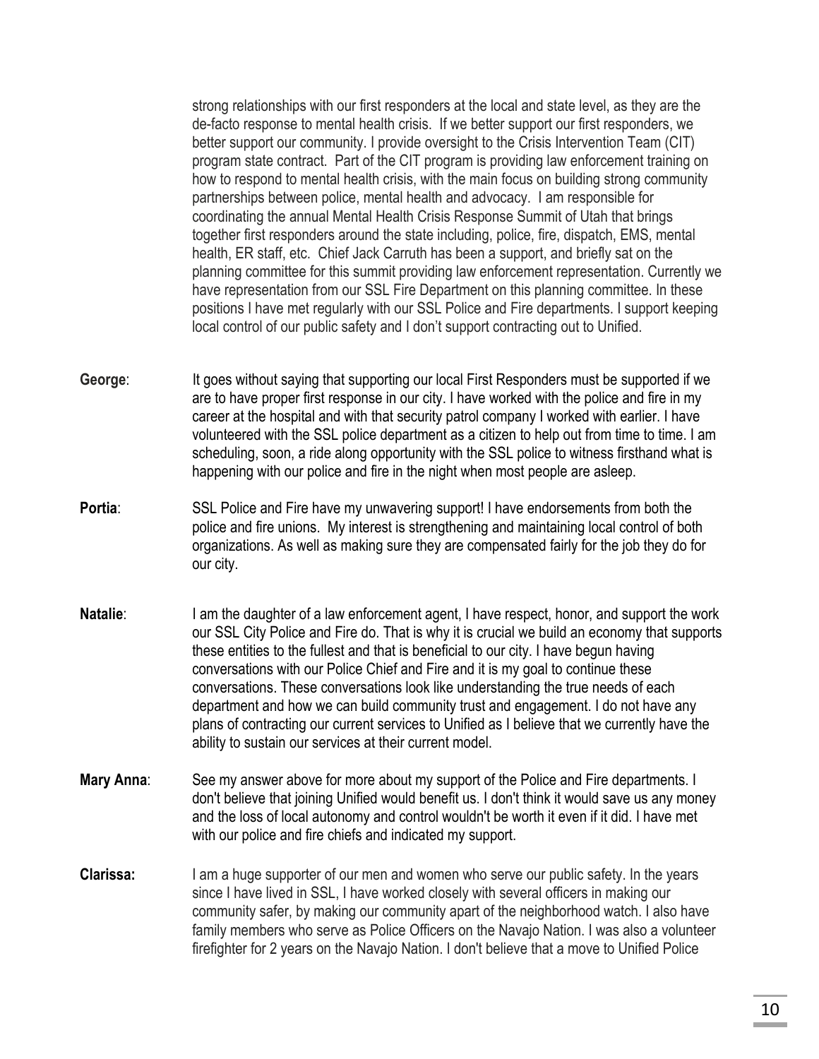strong relationships with our first responders at the local and state level, as they are the de-facto response to mental health crisis. If we better support our first responders, we better support our community. I provide oversight to the Crisis Intervention Team (CIT) program state contract. Part of the CIT program is providing law enforcement training on how to respond to mental health crisis, with the main focus on building strong community partnerships between police, mental health and advocacy. I am responsible for coordinating the annual Mental Health Crisis Response Summit of Utah that brings together first responders around the state including, police, fire, dispatch, EMS, mental health, ER staff, etc. Chief Jack Carruth has been a support, and briefly sat on the planning committee for this summit providing law enforcement representation. Currently we have representation from our SSL Fire Department on this planning committee. In these positions I have met regularly with our SSL Police and Fire departments. I support keeping local control of our public safety and I don't support contracting out to Unified.

**George**: It goes without saying that supporting our local First Responders must be supported if we are to have proper first response in our city. I have worked with the police and fire in my career at the hospital and with that security patrol company I worked with earlier. I have volunteered with the SSL police department as a citizen to help out from time to time. I am scheduling, soon, a ride along opportunity with the SSL police to witness firsthand what is happening with our police and fire in the night when most people are asleep.

**Portia**: SSL Police and Fire have my unwavering support! I have endorsements from both the police and fire unions. My interest is strengthening and maintaining local control of both organizations. As well as making sure they are compensated fairly for the job they do for our city.

**Natalie**: I am the daughter of a law enforcement agent, I have respect, honor, and support the work our SSL City Police and Fire do. That is why it is crucial we build an economy that supports these entities to the fullest and that is beneficial to our city. I have begun having conversations with our Police Chief and Fire and it is my goal to continue these conversations. These conversations look like understanding the true needs of each department and how we can build community trust and engagement. I do not have any plans of contracting our current services to Unified as I believe that we currently have the ability to sustain our services at their current model.

**Mary Anna**: See my answer above for more about my support of the Police and Fire departments. I don't believe that joining Unified would benefit us. I don't think it would save us any money and the loss of local autonomy and control wouldn't be worth it even if it did. I have met with our police and fire chiefs and indicated my support.

**Clarissa:** I am a huge supporter of our men and women who serve our public safety. In the years since I have lived in SSL, I have worked closely with several officers in making our community safer, by making our community apart of the neighborhood watch. I also have family members who serve as Police Officers on the Navajo Nation. I was also a volunteer firefighter for 2 years on the Navajo Nation. I don't believe that a move to Unified Police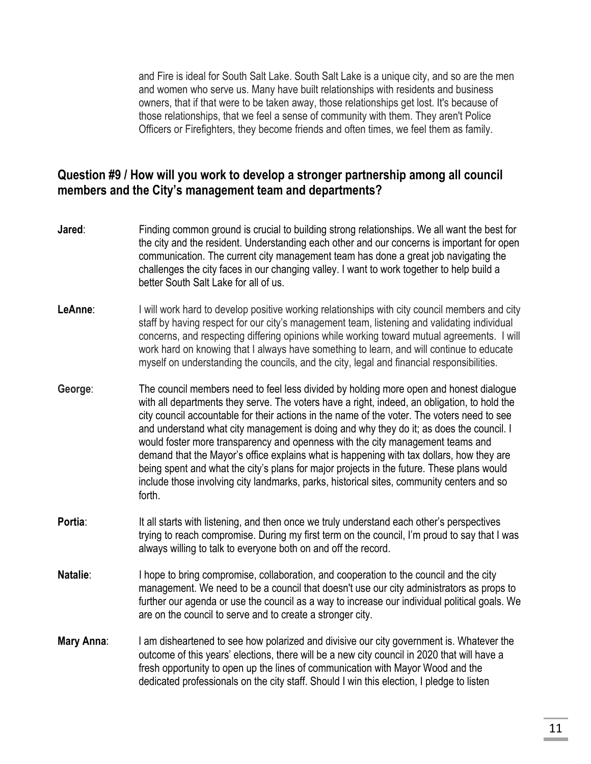and Fire is ideal for South Salt Lake. South Salt Lake is a unique city, and so are the men and women who serve us. Many have built relationships with residents and business owners, that if that were to be taken away, those relationships get lost. It's because of those relationships, that we feel a sense of community with them. They aren't Police Officers or Firefighters, they become friends and often times, we feel them as family.

## Question #9 / How will you work to develop a stronger partnership among all council members and the City's management team and departments?

**Jared**: Finding common ground is crucial to building strong relationships. We all want the best for the city and the resident. Understanding each other and our concerns is important for open communication. The current city management team has done a great job navigating the challenges the city faces in our changing valley. I want to work together to help build a better South Salt Lake for all of us.

**LeAnne**: I will work hard to develop positive working relationships with city council members and city staff by having respect for our city's management team, listening and validating individual concerns, and respecting differing opinions while working toward mutual agreements. I will work hard on knowing that I always have something to learn, and will continue to educate myself on understanding the councils, and the city, legal and financial responsibilities.

**George**: The council members need to feel less divided by holding more open and honest dialogue with all departments they serve. The voters have a right, indeed, an obligation, to hold the city council accountable for their actions in the name of the voter. The voters need to see and understand what city management is doing and why they do it; as does the council. I would foster more transparency and openness with the city management teams and demand that the Mayor's office explains what is happening with tax dollars, how they are being spent and what the city's plans for major projects in the future. These plans would include those involving city landmarks, parks, historical sites, community centers and so forth.

**Portia**: It all starts with listening, and then once we truly understand each other's perspectives trying to reach compromise. During my first term on the council, I'm proud to say that I was always willing to talk to everyone both on and off the record.

**Natalie**: I hope to bring compromise, collaboration, and cooperation to the council and the city management. We need to be a council that doesn't use our city administrators as props to further our agenda or use the council as a way to increase our individual political goals. We are on the council to serve and to create a stronger city.

**Mary Anna**: I am disheartened to see how polarized and divisive our city government is. Whatever the outcome of this years' elections, there will be a new city council in 2020 that will have a fresh opportunity to open up the lines of communication with Mayor Wood and the dedicated professionals on the city staff. Should I win this election, I pledge to listen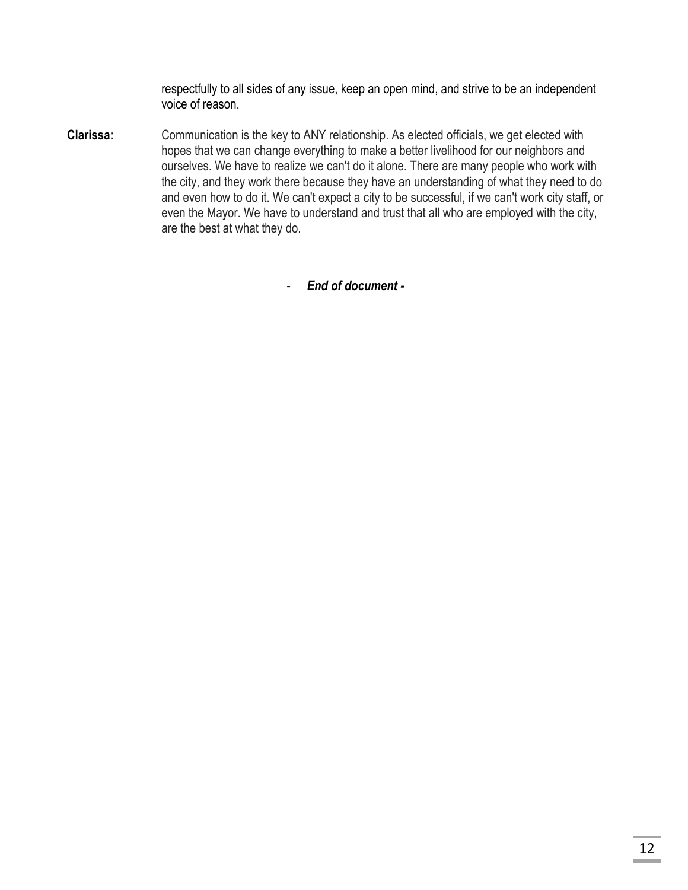respectfully to all sides of any issue, keep an open mind, and strive to be an independent voice of reason.

**Clarissa:** Communication is the key to ANY relationship. As elected officials, we get elected with hopes that we can change everything to make a better livelihood for our neighbors and ourselves. We have to realize we can't do it alone. There are many people who work with the city, and they work there because they have an understanding of what they need to do and even how to do it. We can't expect a city to be successful, if we can't work city staff, or even the Mayor. We have to understand and trust that all who are employed with the city, are the best at what they do.

- ***End of document -***